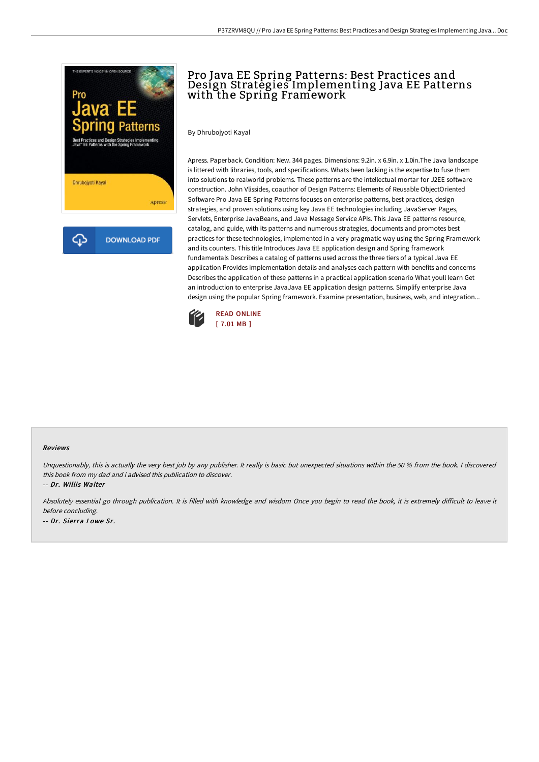# Pro Java EE Spring Patterns: Best Practices and Design Strategies Implementing Java EE Patterns with the Spring Framework

By Dhrubojyoti Kayal

Apress. Paperback. Condition: New. 344 pages. Dimensions: 9.2in. x 6.9in. x 1.0in.The Java landscape is littered with libraries, tools, and specifications. Whats been lacking is the expertise to fuse them into solutions to realworld problems. These patterns are the intellectual mortar for J2EE software construction. John Vlissides, coauthor of Design Patterns: Elements of Reusable ObjectOriented Software Pro Java EE Spring Patterns focuses on enterprise patterns, best practices, design strategies, and proven solutions using key Java EE technologies including JavaServer Pages, Servlets, Enterprise JavaBeans, and Java Message Service APIs. This Java EE patterns resource, catalog, and guide, with its patterns and numerous strategies, documents and promotes best practices for these technologies, implemented in a very pragmatic way using the Spring Framework and its counters. This title Introduces Java EE application design and Spring framework fundamentals Describes a catalog of patterns used across the three tiers of a typical Java EE application Provides implementation details and analyses each pattern with benefits and concerns Describes the application of these patterns in a practical application scenario What youll learn Get an introduction to enterprise JavaJava EE application design patterns. Simplify enterprise Java design using the popular Spring framework. Examine presentation, business, web, and integration...

READ ONLINE
[ 7.01 MB ]

DOWNLOAD PDF

#### Reviews

*Unquestionably, this is actually the very best job by any publisher. It really is basic but unexpected situations within the 50 % from the book. I discovered this book from my dad and i advised this publication to discover.*

*-- Dr. Willis Walter*

*Absolutely essential go through publication. It is filled with knowledge and wisdom Once you begin to read the book, it is extremely difficult to leave it before concluding.*

*-- Dr. Sierra Lowe Sr.*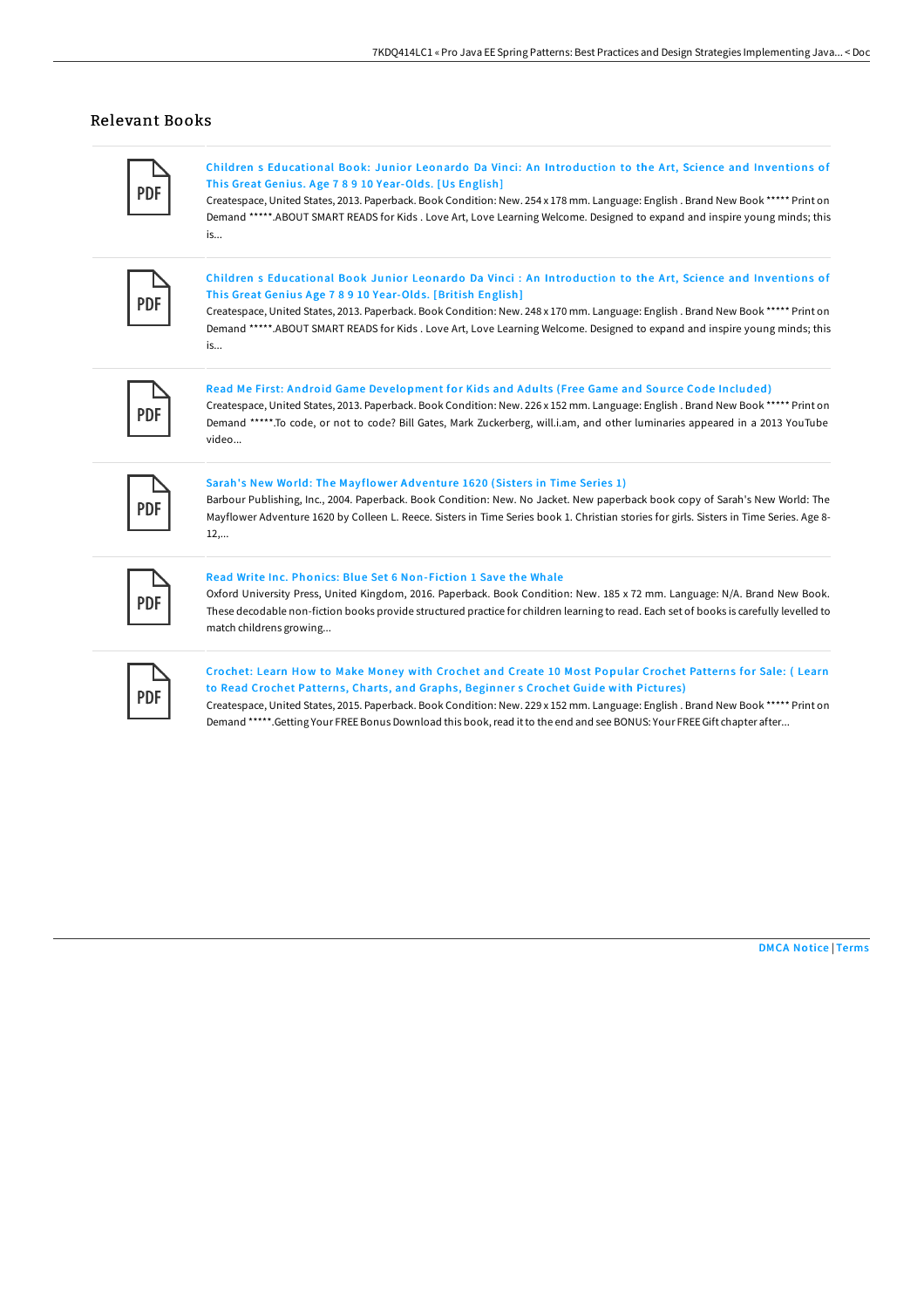## Relevant Books

PDF

**Children s Educational Book: Junior Leonardo Da Vinci: An Introduction to the Art, Science and Inventions of This Great Genius. Age 7 8 9 10 Year-Olds. [Us English]**

Createspace, United States, 2013. Paperback. Book Condition: New. 254 x 178 mm. Language: English . Brand New Book ***** Print on Demand *****.ABOUT SMART READS for Kids . Love Art, Love Learning Welcome. Designed to expand and inspire young minds; this is...

PDF

**Children s Educational Book Junior Leonardo Da Vinci : An Introduction to the Art, Science and Inventions of This Great Genius Age 7 8 9 10 Year-Olds. [British English]**

Createspace, United States, 2013. Paperback. Book Condition: New. 248 x 170 mm. Language: English . Brand New Book ***** Print on Demand *****.ABOUT SMART READS for Kids . Love Art, Love Learning Welcome. Designed to expand and inspire young minds; this is...

PDF

**Read Me First: Android Game Development for Kids and Adults (Free Game and Source Code Included)**

Createspace, United States, 2013. Paperback. Book Condition: New. 226 x 152 mm. Language: English . Brand New Book ***** Print on Demand *****.To code, or not to code? Bill Gates, Mark Zuckerberg, will.i.am, and other luminaries appeared in a 2013 YouTube video...

PDF

**Sarah's New World: The Mayflower Adventure 1620 (Sisters in Time Series 1)**

Barbour Publishing, Inc., 2004. Paperback. Book Condition: New. No Jacket. New paperback book copy of Sarah's New World: The Mayflower Adventure 1620 by Colleen L. Reece. Sisters in Time Series book 1. Christian stories for girls. Sisters in Time Series. Age 8-12,...

PDF

**Read Write Inc. Phonics: Blue Set 6 Non-Fiction 1 Save the Whale**

Oxford University Press, United Kingdom, 2016. Paperback. Book Condition: New. 185 x 72 mm. Language: N/A. Brand New Book. These decodable non-fiction books provide structured practice for children learning to read. Each set of books is carefully levelled to match childrens growing...

PDF

**Crochet: Learn How to Make Money with Crochet and Create 10 Most Popular Crochet Patterns for Sale: ( Learn to Read Crochet Patterns, Charts, and Graphs, Beginner s Crochet Guide with Pictures)**

Createspace, United States, 2015. Paperback. Book Condition: New. 229 x 152 mm. Language: English . Brand New Book ***** Print on Demand *****.Getting Your FREE Bonus Download this book, read it to the end and see BONUS: Your FREE Gift chapter after...

DMCA Notice | Terms